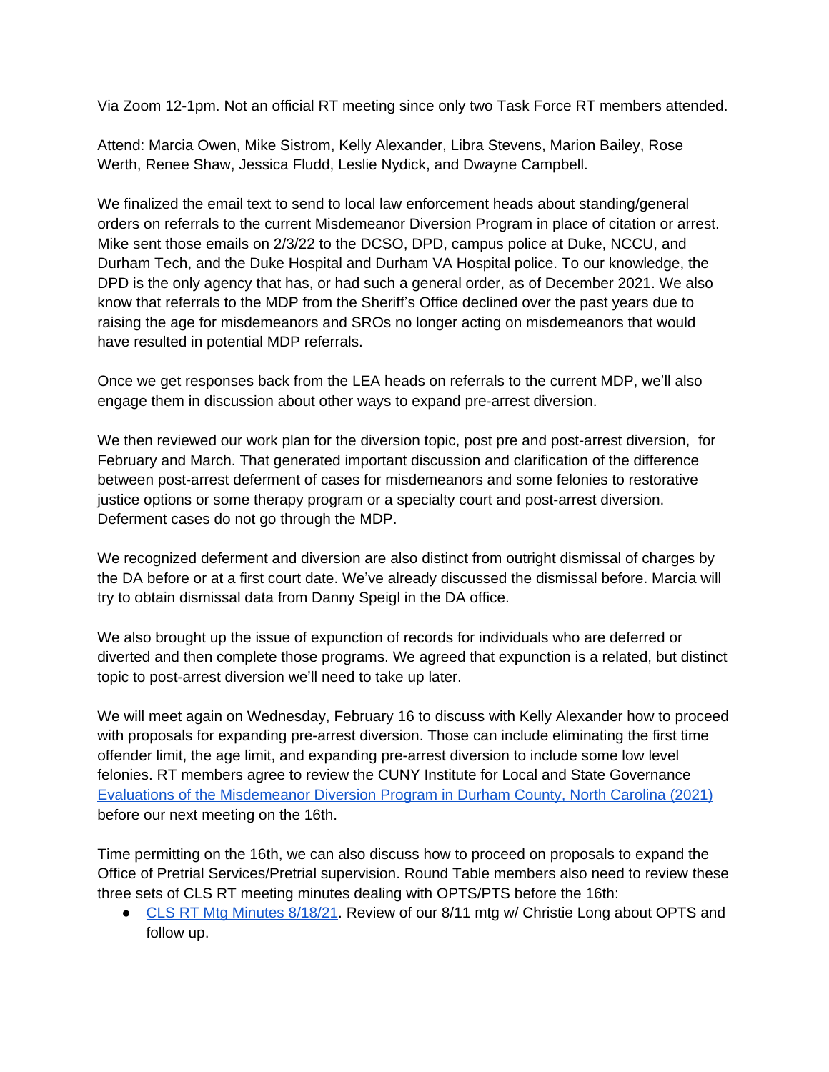Via Zoom 12-1pm. Not an official RT meeting since only two Task Force RT members attended.

Attend: Marcia Owen, Mike Sistrom, Kelly Alexander, Libra Stevens, Marion Bailey, Rose Werth, Renee Shaw, Jessica Fludd, Leslie Nydick, and Dwayne Campbell.

We finalized the email text to send to local law enforcement heads about standing/general orders on referrals to the current Misdemeanor Diversion Program in place of citation or arrest. Mike sent those emails on 2/3/22 to the DCSO, DPD, campus police at Duke, NCCU, and Durham Tech, and the Duke Hospital and Durham VA Hospital police. To our knowledge, the DPD is the only agency that has, or had such a general order, as of December 2021. We also know that referrals to the MDP from the Sheriff's Office declined over the past years due to raising the age for misdemeanors and SROs no longer acting on misdemeanors that would have resulted in potential MDP referrals.

Once we get responses back from the LEA heads on referrals to the current MDP, we'll also engage them in discussion about other ways to expand pre-arrest diversion.

We then reviewed our work plan for the diversion topic, post pre and post-arrest diversion, for February and March. That generated important discussion and clarification of the difference between post-arrest deferment of cases for misdemeanors and some felonies to restorative justice options or some therapy program or a specialty court and post-arrest diversion. Deferment cases do not go through the MDP.

We recognized deferment and diversion are also distinct from outright dismissal of charges by the DA before or at a first court date. We've already discussed the dismissal before. Marcia will try to obtain dismissal data from Danny Speigl in the DA office.

We also brought up the issue of expunction of records for individuals who are deferred or diverted and then complete those programs. We agreed that expunction is a related, but distinct topic to post-arrest diversion we'll need to take up later.

We will meet again on Wednesday, February 16 to discuss with Kelly Alexander how to proceed with proposals for expanding pre-arrest diversion. Those can include eliminating the first time offender limit, the age limit, and expanding pre-arrest diversion to include some low level felonies. RT members agree to review the CUNY Institute for Local and State Governance [Evaluations of the Misdemeanor Diversion Program in Durham County, North Carolina (2021)] before our next meeting on the 16th.

Time permitting on the 16th, we can also discuss how to proceed on proposals to expand the Office of Pretrial Services/Pretrial supervision. Round Table members also need to review these three sets of CLS RT meeting minutes dealing with OPTS/PTS before the 16th:

- [CLS RT Mtg Minutes 8/18/21]. Review of our 8/11 mtg w/ Christie Long about OPTS and follow up.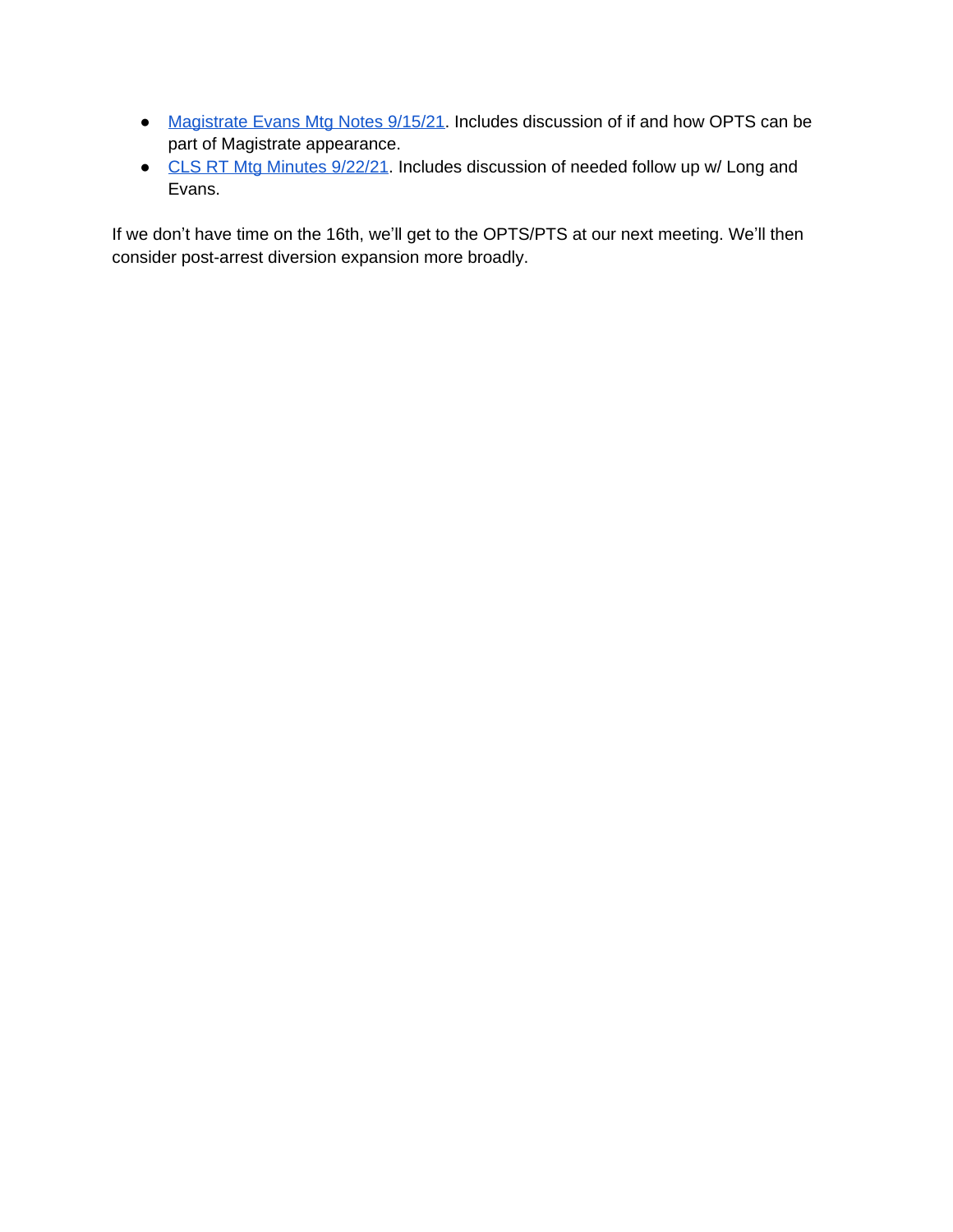- Magistrate Evans Mtg Notes 9/15/21. Includes discussion of if and how OPTS can be part of Magistrate appearance.
- CLS RT Mtg Minutes 9/22/21. Includes discussion of needed follow up w/ Long and Evans.

If we don't have time on the 16th, we'll get to the OPTS/PTS at our next meeting. We'll then consider post-arrest diversion expansion more broadly.